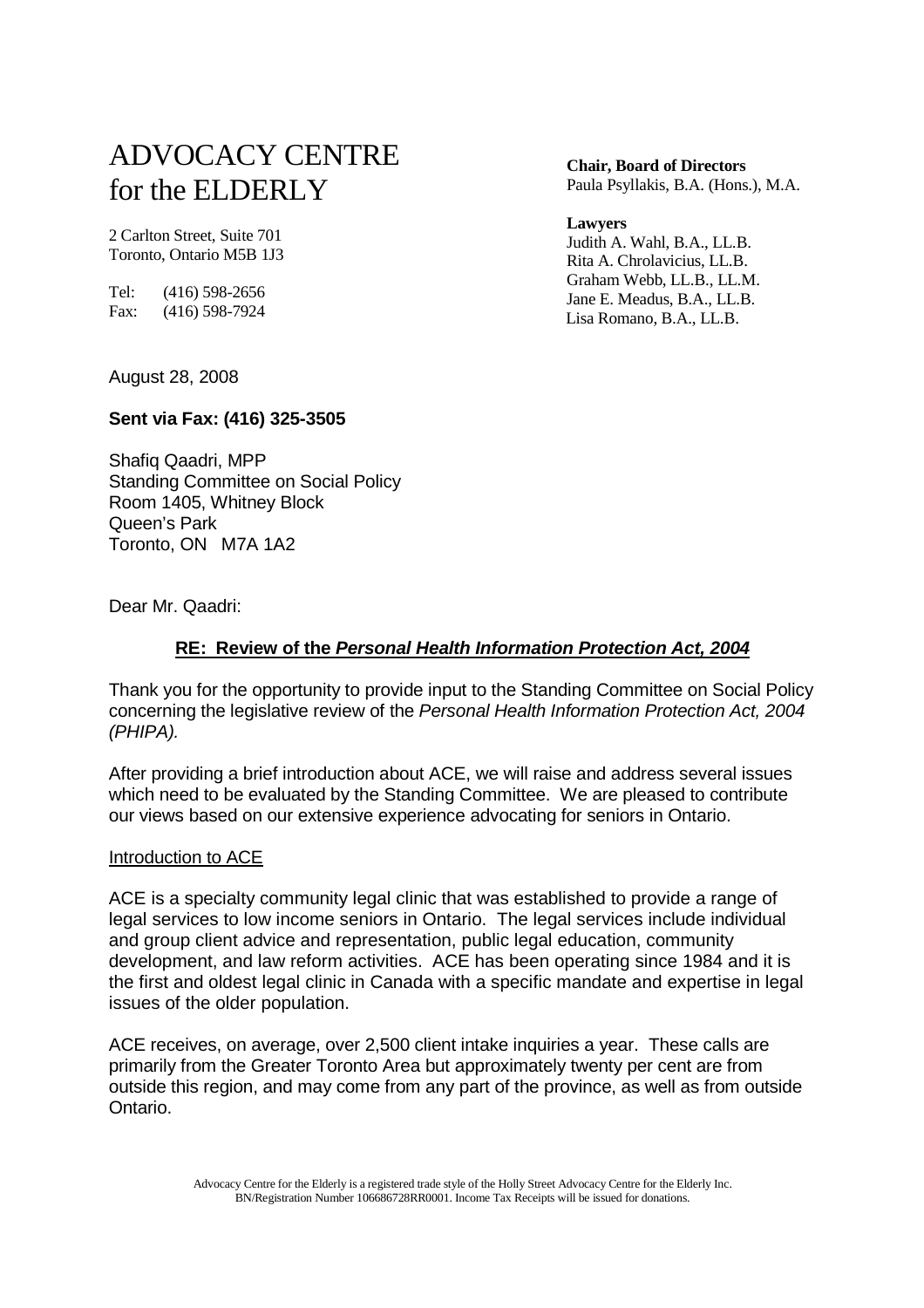# ADVOCACY CENTRE for the ELDERLY

2 Carlton Street, Suite 701
Toronto, Ontario M5B 1J3

Tel: (416) 598-2656
Fax: (416) 598-7924

**Chair, Board of Directors**
Paula Psyllakis, B.A. (Hons.), M.A.

**Lawyers**
Judith A. Wahl, B.A., LL.B.
Rita A. Chrolavicius, LL.B.
Graham Webb, LL.B., LL.M.
Jane E. Meadus, B.A., LL.B.
Lisa Romano, B.A., LL.B.

August 28, 2008

**Sent via Fax: (416) 325-3505**

Shafiq Qaadri, MPP
Standing Committee on Social Policy
Room 1405, Whitney Block
Queen's Park
Toronto, ON M7A 1A2

Dear Mr. Qaadri:

**RE: Review of the *Personal Health Information Protection Act, 2004***

Thank you for the opportunity to provide input to the Standing Committee on Social Policy concerning the legislative review of the *Personal Health Information Protection Act, 2004 (PHIPA).*

After providing a brief introduction about ACE, we will raise and address several issues which need to be evaluated by the Standing Committee. We are pleased to contribute our views based on our extensive experience advocating for seniors in Ontario.

Introduction to ACE

ACE is a specialty community legal clinic that was established to provide a range of legal services to low income seniors in Ontario. The legal services include individual and group client advice and representation, public legal education, community development, and law reform activities. ACE has been operating since 1984 and it is the first and oldest legal clinic in Canada with a specific mandate and expertise in legal issues of the older population.

ACE receives, on average, over 2,500 client intake inquiries a year. These calls are primarily from the Greater Toronto Area but approximately twenty per cent are from outside this region, and may come from any part of the province, as well as from outside Ontario.

Advocacy Centre for the Elderly is a registered trade style of the Holly Street Advocacy Centre for the Elderly Inc. BN/Registration Number 106686728RR0001. Income Tax Receipts will be issued for donations.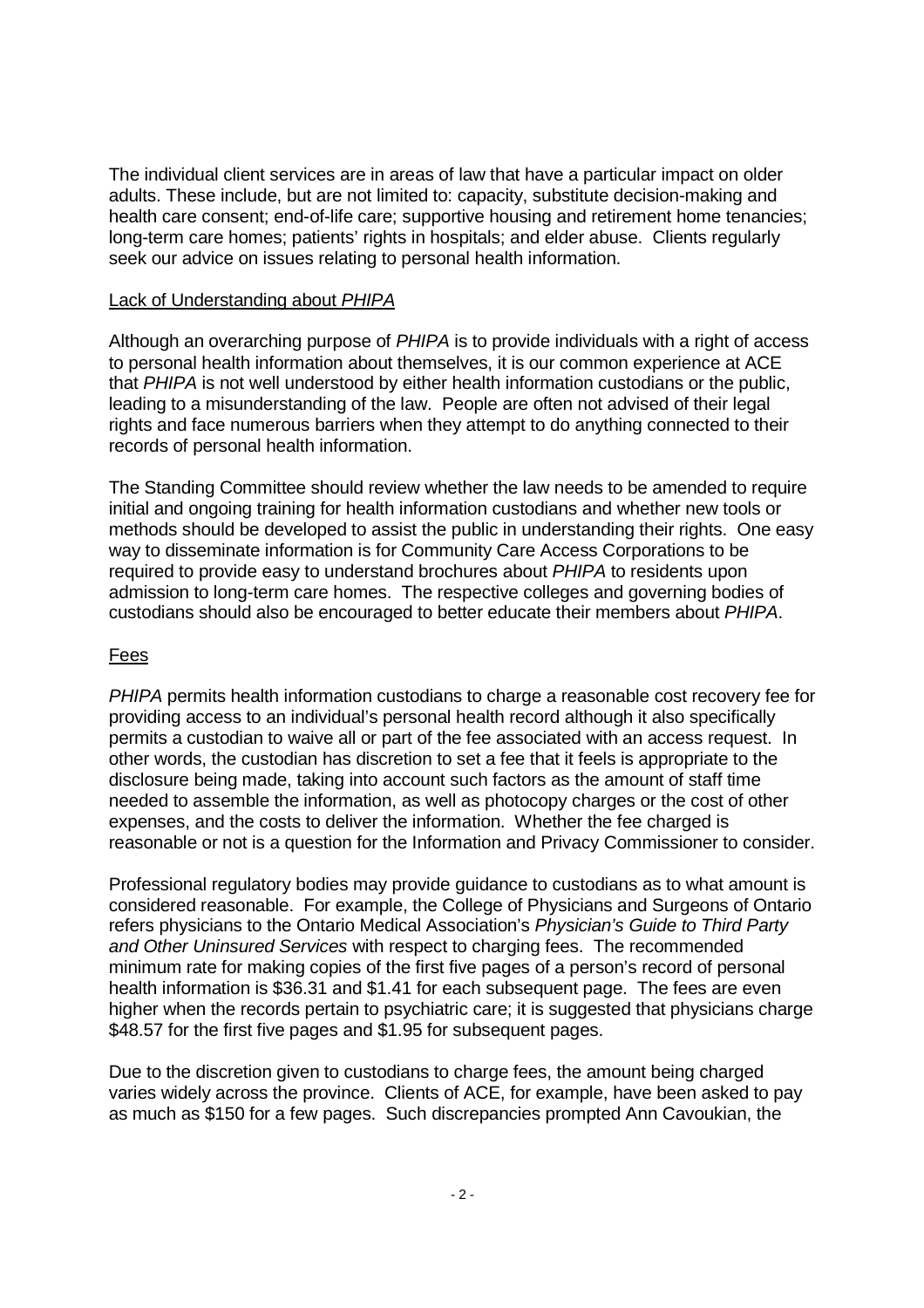The individual client services are in areas of law that have a particular impact on older adults. These include, but are not limited to: capacity, substitute decision-making and health care consent; end-of-life care; supportive housing and retirement home tenancies; long-term care homes; patients' rights in hospitals; and elder abuse. Clients regularly seek our advice on issues relating to personal health information.

## Lack of Understanding about *PHIPA*

Although an overarching purpose of *PHIPA* is to provide individuals with a right of access to personal health information about themselves, it is our common experience at ACE that *PHIPA* is not well understood by either health information custodians or the public, leading to a misunderstanding of the law. People are often not advised of their legal rights and face numerous barriers when they attempt to do anything connected to their records of personal health information.

The Standing Committee should review whether the law needs to be amended to require initial and ongoing training for health information custodians and whether new tools or methods should be developed to assist the public in understanding their rights. One easy way to disseminate information is for Community Care Access Corporations to be required to provide easy to understand brochures about *PHIPA* to residents upon admission to long-term care homes. The respective colleges and governing bodies of custodians should also be encouraged to better educate their members about *PHIPA*.

## Fees

*PHIPA* permits health information custodians to charge a reasonable cost recovery fee for providing access to an individual's personal health record although it also specifically permits a custodian to waive all or part of the fee associated with an access request. In other words, the custodian has discretion to set a fee that it feels is appropriate to the disclosure being made, taking into account such factors as the amount of staff time needed to assemble the information, as well as photocopy charges or the cost of other expenses, and the costs to deliver the information. Whether the fee charged is reasonable or not is a question for the Information and Privacy Commissioner to consider.

Professional regulatory bodies may provide guidance to custodians as to what amount is considered reasonable. For example, the College of Physicians and Surgeons of Ontario refers physicians to the Ontario Medical Association's *Physician's Guide to Third Party and Other Uninsured Services* with respect to charging fees. The recommended minimum rate for making copies of the first five pages of a person's record of personal health information is $36.31 and $1.41 for each subsequent page. The fees are even higher when the records pertain to psychiatric care; it is suggested that physicians charge $48.57 for the first five pages and $1.95 for subsequent pages.

Due to the discretion given to custodians to charge fees, the amount being charged varies widely across the province. Clients of ACE, for example, have been asked to pay as much as $150 for a few pages. Such discrepancies prompted Ann Cavoukian, the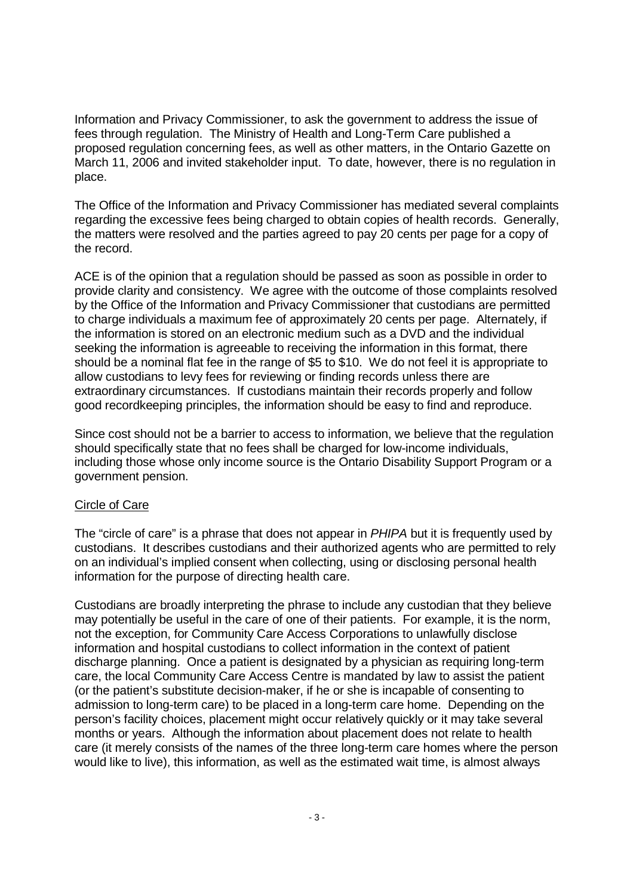Information and Privacy Commissioner, to ask the government to address the issue of fees through regulation. The Ministry of Health and Long-Term Care published a proposed regulation concerning fees, as well as other matters, in the Ontario Gazette on March 11, 2006 and invited stakeholder input. To date, however, there is no regulation in place.

The Office of the Information and Privacy Commissioner has mediated several complaints regarding the excessive fees being charged to obtain copies of health records. Generally, the matters were resolved and the parties agreed to pay 20 cents per page for a copy of the record.

ACE is of the opinion that a regulation should be passed as soon as possible in order to provide clarity and consistency. We agree with the outcome of those complaints resolved by the Office of the Information and Privacy Commissioner that custodians are permitted to charge individuals a maximum fee of approximately 20 cents per page. Alternately, if the information is stored on an electronic medium such as a DVD and the individual seeking the information is agreeable to receiving the information in this format, there should be a nominal flat fee in the range of $5 to $10. We do not feel it is appropriate to allow custodians to levy fees for reviewing or finding records unless there are extraordinary circumstances. If custodians maintain their records properly and follow good recordkeeping principles, the information should be easy to find and reproduce.

Since cost should not be a barrier to access to information, we believe that the regulation should specifically state that no fees shall be charged for low-income individuals, including those whose only income source is the Ontario Disability Support Program or a government pension.

<u>Circle of Care</u>

The "circle of care" is a phrase that does not appear in *PHIPA* but it is frequently used by custodians. It describes custodians and their authorized agents who are permitted to rely on an individual's implied consent when collecting, using or disclosing personal health information for the purpose of directing health care.

Custodians are broadly interpreting the phrase to include any custodian that they believe may potentially be useful in the care of one of their patients. For example, it is the norm, not the exception, for Community Care Access Corporations to unlawfully disclose information and hospital custodians to collect information in the context of patient discharge planning. Once a patient is designated by a physician as requiring long-term care, the local Community Care Access Centre is mandated by law to assist the patient (or the patient's substitute decision-maker, if he or she is incapable of consenting to admission to long-term care) to be placed in a long-term care home. Depending on the person's facility choices, placement might occur relatively quickly or it may take several months or years. Although the information about placement does not relate to health care (it merely consists of the names of the three long-term care homes where the person would like to live), this information, as well as the estimated wait time, is almost always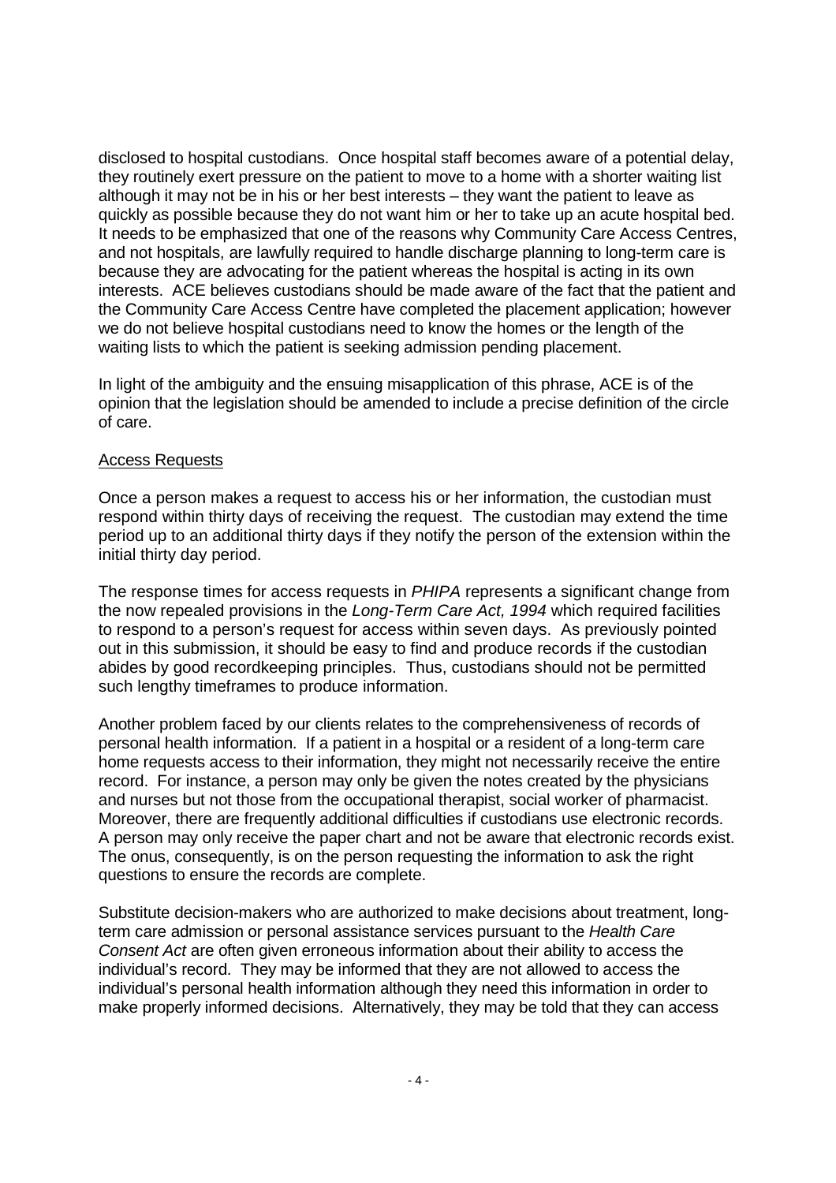disclosed to hospital custodians. Once hospital staff becomes aware of a potential delay, they routinely exert pressure on the patient to move to a home with a shorter waiting list although it may not be in his or her best interests – they want the patient to leave as quickly as possible because they do not want him or her to take up an acute hospital bed. It needs to be emphasized that one of the reasons why Community Care Access Centres, and not hospitals, are lawfully required to handle discharge planning to long-term care is because they are advocating for the patient whereas the hospital is acting in its own interests. ACE believes custodians should be made aware of the fact that the patient and the Community Care Access Centre have completed the placement application; however we do not believe hospital custodians need to know the homes or the length of the waiting lists to which the patient is seeking admission pending placement.

In light of the ambiguity and the ensuing misapplication of this phrase, ACE is of the opinion that the legislation should be amended to include a precise definition of the circle of care.

<u>Access Requests</u>

Once a person makes a request to access his or her information, the custodian must respond within thirty days of receiving the request. The custodian may extend the time period up to an additional thirty days if they notify the person of the extension within the initial thirty day period.

The response times for access requests in *PHIPA* represents a significant change from the now repealed provisions in the *Long-Term Care Act, 1994* which required facilities to respond to a person's request for access within seven days. As previously pointed out in this submission, it should be easy to find and produce records if the custodian abides by good recordkeeping principles. Thus, custodians should not be permitted such lengthy timeframes to produce information.

Another problem faced by our clients relates to the comprehensiveness of records of personal health information. If a patient in a hospital or a resident of a long-term care home requests access to their information, they might not necessarily receive the entire record. For instance, a person may only be given the notes created by the physicians and nurses but not those from the occupational therapist, social worker of pharmacist. Moreover, there are frequently additional difficulties if custodians use electronic records. A person may only receive the paper chart and not be aware that electronic records exist. The onus, consequently, is on the person requesting the information to ask the right questions to ensure the records are complete.

Substitute decision-makers who are authorized to make decisions about treatment, long-term care admission or personal assistance services pursuant to the *Health Care Consent Act* are often given erroneous information about their ability to access the individual's record. They may be informed that they are not allowed to access the individual's personal health information although they need this information in order to make properly informed decisions. Alternatively, they may be told that they can access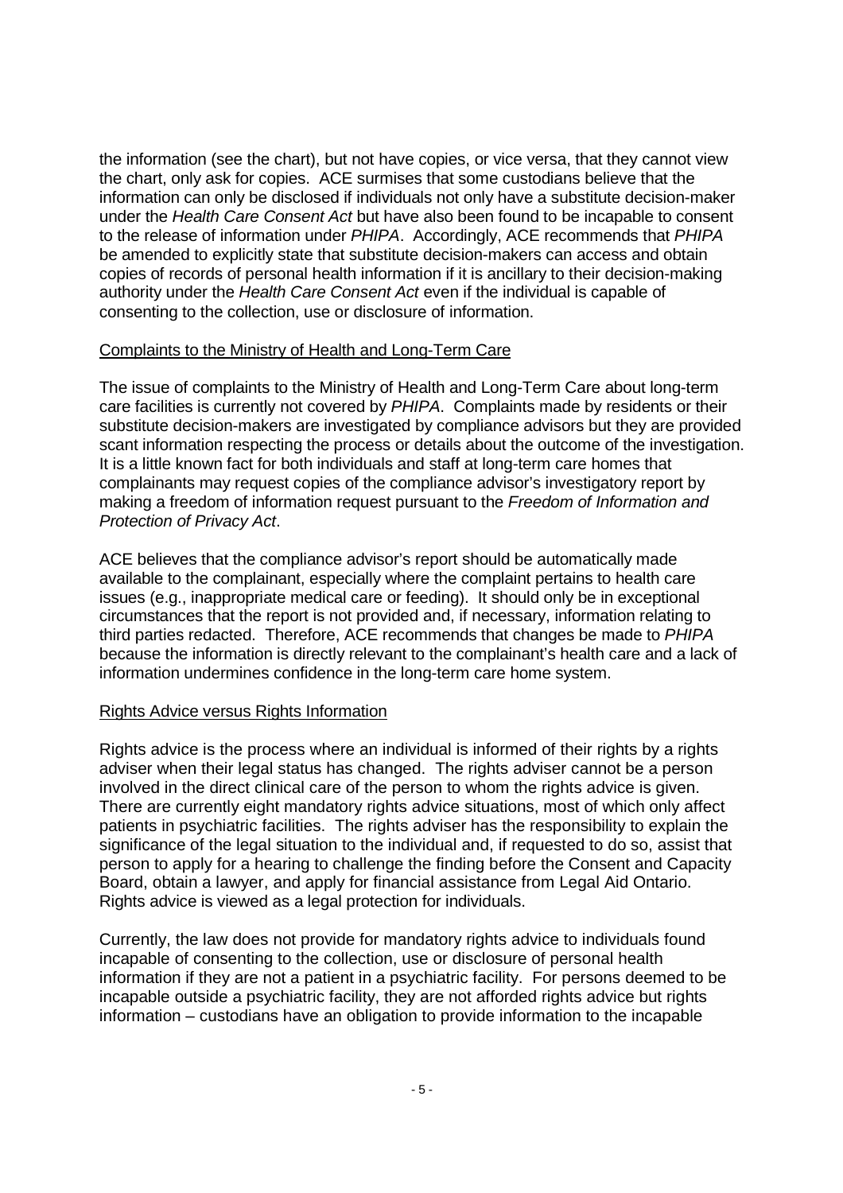the information (see the chart), but not have copies, or vice versa, that they cannot view the chart, only ask for copies. ACE surmises that some custodians believe that the information can only be disclosed if individuals not only have a substitute decision-maker under the *Health Care Consent Act* but have also been found to be incapable to consent to the release of information under *PHIPA*. Accordingly, ACE recommends that *PHIPA* be amended to explicitly state that substitute decision-makers can access and obtain copies of records of personal health information if it is ancillary to their decision-making authority under the *Health Care Consent Act* even if the individual is capable of consenting to the collection, use or disclosure of information.

<u>Complaints to the Ministry of Health and Long-Term Care</u>

The issue of complaints to the Ministry of Health and Long-Term Care about long-term care facilities is currently not covered by *PHIPA*. Complaints made by residents or their substitute decision-makers are investigated by compliance advisors but they are provided scant information respecting the process or details about the outcome of the investigation. It is a little known fact for both individuals and staff at long-term care homes that complainants may request copies of the compliance advisor's investigatory report by making a freedom of information request pursuant to the *Freedom of Information and Protection of Privacy Act*.

ACE believes that the compliance advisor's report should be automatically made available to the complainant, especially where the complaint pertains to health care issues (e.g., inappropriate medical care or feeding). It should only be in exceptional circumstances that the report is not provided and, if necessary, information relating to third parties redacted. Therefore, ACE recommends that changes be made to *PHIPA* because the information is directly relevant to the complainant's health care and a lack of information undermines confidence in the long-term care home system.

<u>Rights Advice versus Rights Information</u>

Rights advice is the process where an individual is informed of their rights by a rights adviser when their legal status has changed. The rights adviser cannot be a person involved in the direct clinical care of the person to whom the rights advice is given. There are currently eight mandatory rights advice situations, most of which only affect patients in psychiatric facilities. The rights adviser has the responsibility to explain the significance of the legal situation to the individual and, if requested to do so, assist that person to apply for a hearing to challenge the finding before the Consent and Capacity Board, obtain a lawyer, and apply for financial assistance from Legal Aid Ontario. Rights advice is viewed as a legal protection for individuals.

Currently, the law does not provide for mandatory rights advice to individuals found incapable of consenting to the collection, use or disclosure of personal health information if they are not a patient in a psychiatric facility. For persons deemed to be incapable outside a psychiatric facility, they are not afforded rights advice but rights information – custodians have an obligation to provide information to the incapable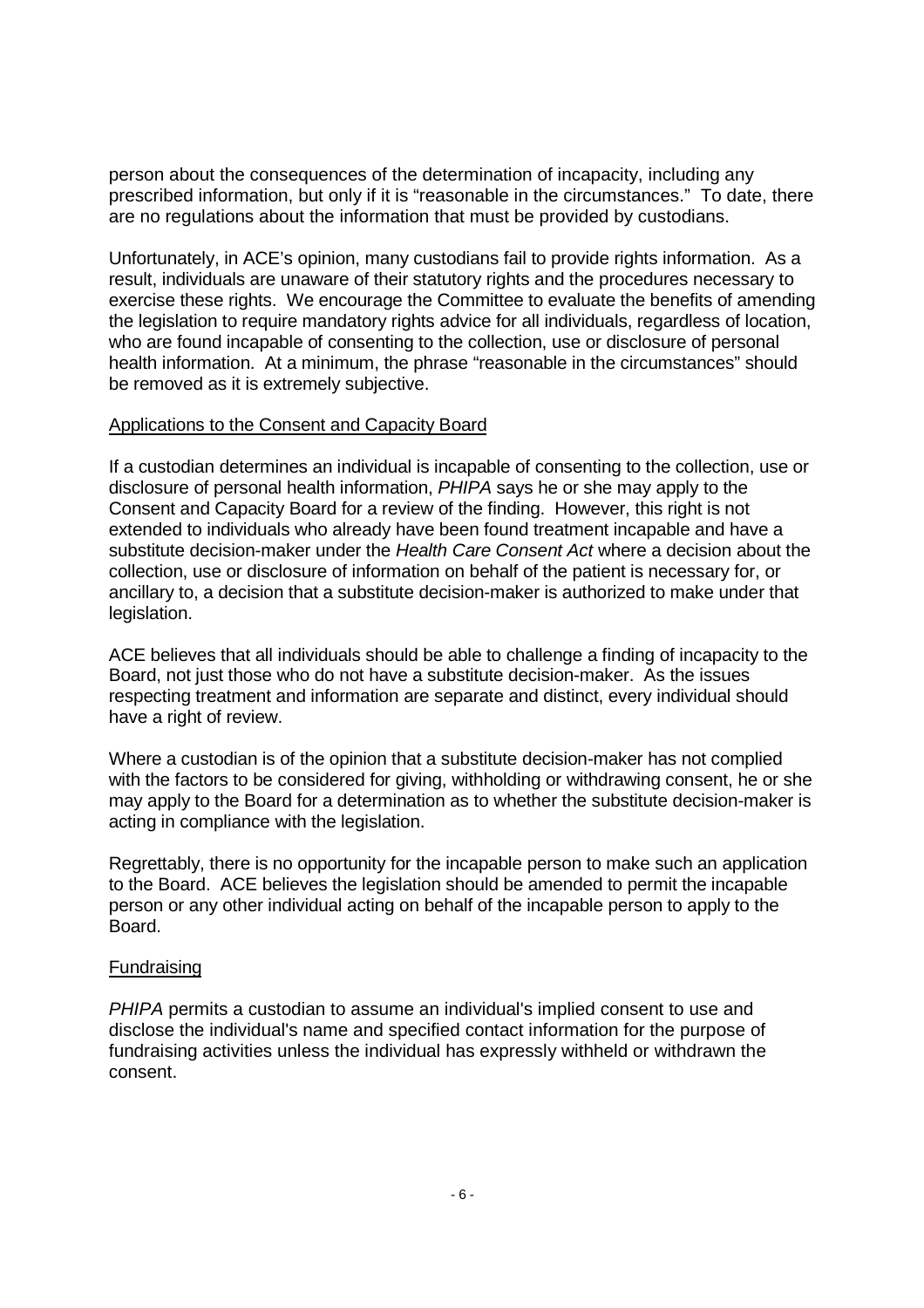person about the consequences of the determination of incapacity, including any prescribed information, but only if it is "reasonable in the circumstances." To date, there are no regulations about the information that must be provided by custodians.

Unfortunately, in ACE's opinion, many custodians fail to provide rights information. As a result, individuals are unaware of their statutory rights and the procedures necessary to exercise these rights. We encourage the Committee to evaluate the benefits of amending the legislation to require mandatory rights advice for all individuals, regardless of location, who are found incapable of consenting to the collection, use or disclosure of personal health information. At a minimum, the phrase "reasonable in the circumstances" should be removed as it is extremely subjective.

<u>Applications to the Consent and Capacity Board</u>

If a custodian determines an individual is incapable of consenting to the collection, use or disclosure of personal health information, *PHIPA* says he or she may apply to the Consent and Capacity Board for a review of the finding. However, this right is not extended to individuals who already have been found treatment incapable and have a substitute decision-maker under the *Health Care Consent Act* where a decision about the collection, use or disclosure of information on behalf of the patient is necessary for, or ancillary to, a decision that a substitute decision-maker is authorized to make under that legislation.

ACE believes that all individuals should be able to challenge a finding of incapacity to the Board, not just those who do not have a substitute decision-maker. As the issues respecting treatment and information are separate and distinct, every individual should have a right of review.

Where a custodian is of the opinion that a substitute decision-maker has not complied with the factors to be considered for giving, withholding or withdrawing consent, he or she may apply to the Board for a determination as to whether the substitute decision-maker is acting in compliance with the legislation.

Regrettably, there is no opportunity for the incapable person to make such an application to the Board. ACE believes the legislation should be amended to permit the incapable person or any other individual acting on behalf of the incapable person to apply to the Board.

<u>Fundraising</u>

*PHIPA* permits a custodian to assume an individual's implied consent to use and disclose the individual's name and specified contact information for the purpose of fundraising activities unless the individual has expressly withheld or withdrawn the consent.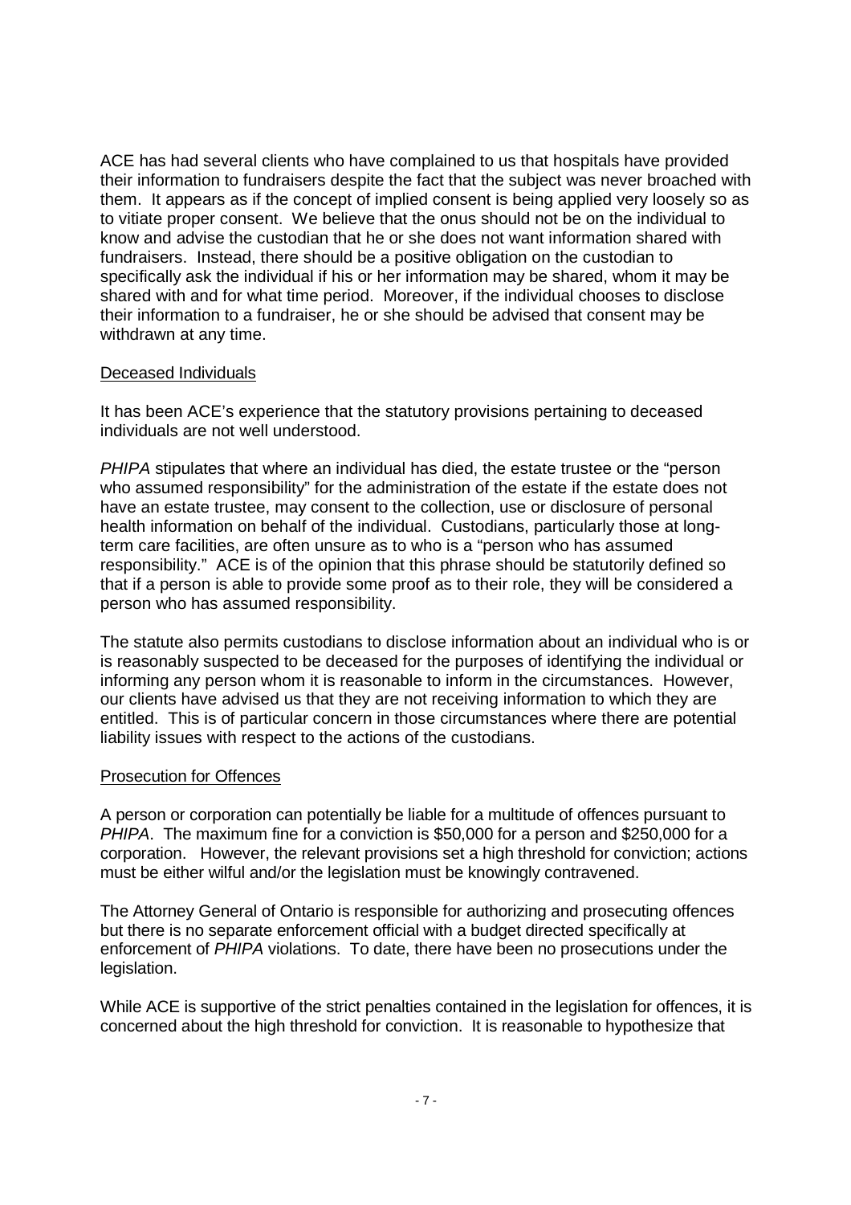ACE has had several clients who have complained to us that hospitals have provided their information to fundraisers despite the fact that the subject was never broached with them. It appears as if the concept of implied consent is being applied very loosely so as to vitiate proper consent. We believe that the onus should not be on the individual to know and advise the custodian that he or she does not want information shared with fundraisers. Instead, there should be a positive obligation on the custodian to specifically ask the individual if his or her information may be shared, whom it may be shared with and for what time period. Moreover, if the individual chooses to disclose their information to a fundraiser, he or she should be advised that consent may be withdrawn at any time.

<u>Deceased Individuals</u>

It has been ACE's experience that the statutory provisions pertaining to deceased individuals are not well understood.

*PHIPA* stipulates that where an individual has died, the estate trustee or the "person who assumed responsibility" for the administration of the estate if the estate does not have an estate trustee, may consent to the collection, use or disclosure of personal health information on behalf of the individual. Custodians, particularly those at long-term care facilities, are often unsure as to who is a "person who has assumed responsibility." ACE is of the opinion that this phrase should be statutorily defined so that if a person is able to provide some proof as to their role, they will be considered a person who has assumed responsibility.

The statute also permits custodians to disclose information about an individual who is or is reasonably suspected to be deceased for the purposes of identifying the individual or informing any person whom it is reasonable to inform in the circumstances. However, our clients have advised us that they are not receiving information to which they are entitled. This is of particular concern in those circumstances where there are potential liability issues with respect to the actions of the custodians.

<u>Prosecution for Offences</u>

A person or corporation can potentially be liable for a multitude of offences pursuant to *PHIPA*. The maximum fine for a conviction is $50,000 for a person and $250,000 for a corporation. However, the relevant provisions set a high threshold for conviction; actions must be either wilful and/or the legislation must be knowingly contravened.

The Attorney General of Ontario is responsible for authorizing and prosecuting offences but there is no separate enforcement official with a budget directed specifically at enforcement of *PHIPA* violations. To date, there have been no prosecutions under the legislation.

While ACE is supportive of the strict penalties contained in the legislation for offences, it is concerned about the high threshold for conviction. It is reasonable to hypothesize that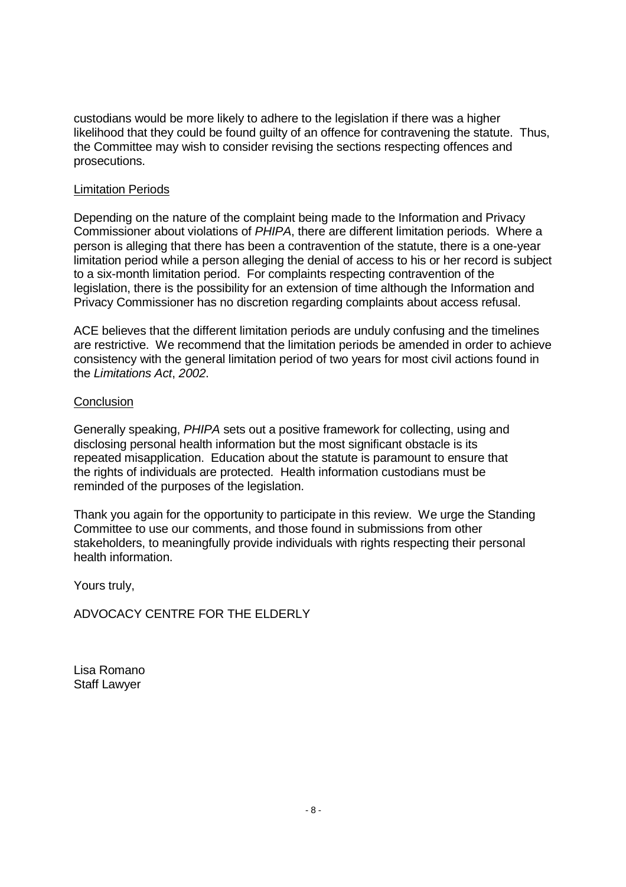custodians would be more likely to adhere to the legislation if there was a higher likelihood that they could be found guilty of an offence for contravening the statute. Thus, the Committee may wish to consider revising the sections respecting offences and prosecutions.

## Limitation Periods

Depending on the nature of the complaint being made to the Information and Privacy Commissioner about violations of *PHIPA*, there are different limitation periods. Where a person is alleging that there has been a contravention of the statute, there is a one-year limitation period while a person alleging the denial of access to his or her record is subject to a six-month limitation period. For complaints respecting contravention of the legislation, there is the possibility for an extension of time although the Information and Privacy Commissioner has no discretion regarding complaints about access refusal.

ACE believes that the different limitation periods are unduly confusing and the timelines are restrictive. We recommend that the limitation periods be amended in order to achieve consistency with the general limitation period of two years for most civil actions found in the *Limitations Act*, *2002*.

## Conclusion

Generally speaking, *PHIPA* sets out a positive framework for collecting, using and disclosing personal health information but the most significant obstacle is its repeated misapplication. Education about the statute is paramount to ensure that the rights of individuals are protected. Health information custodians must be reminded of the purposes of the legislation.

Thank you again for the opportunity to participate in this review. We urge the Standing Committee to use our comments, and those found in submissions from other stakeholders, to meaningfully provide individuals with rights respecting their personal health information.

Yours truly,

ADVOCACY CENTRE FOR THE ELDERLY

Lisa Romano
Staff Lawyer